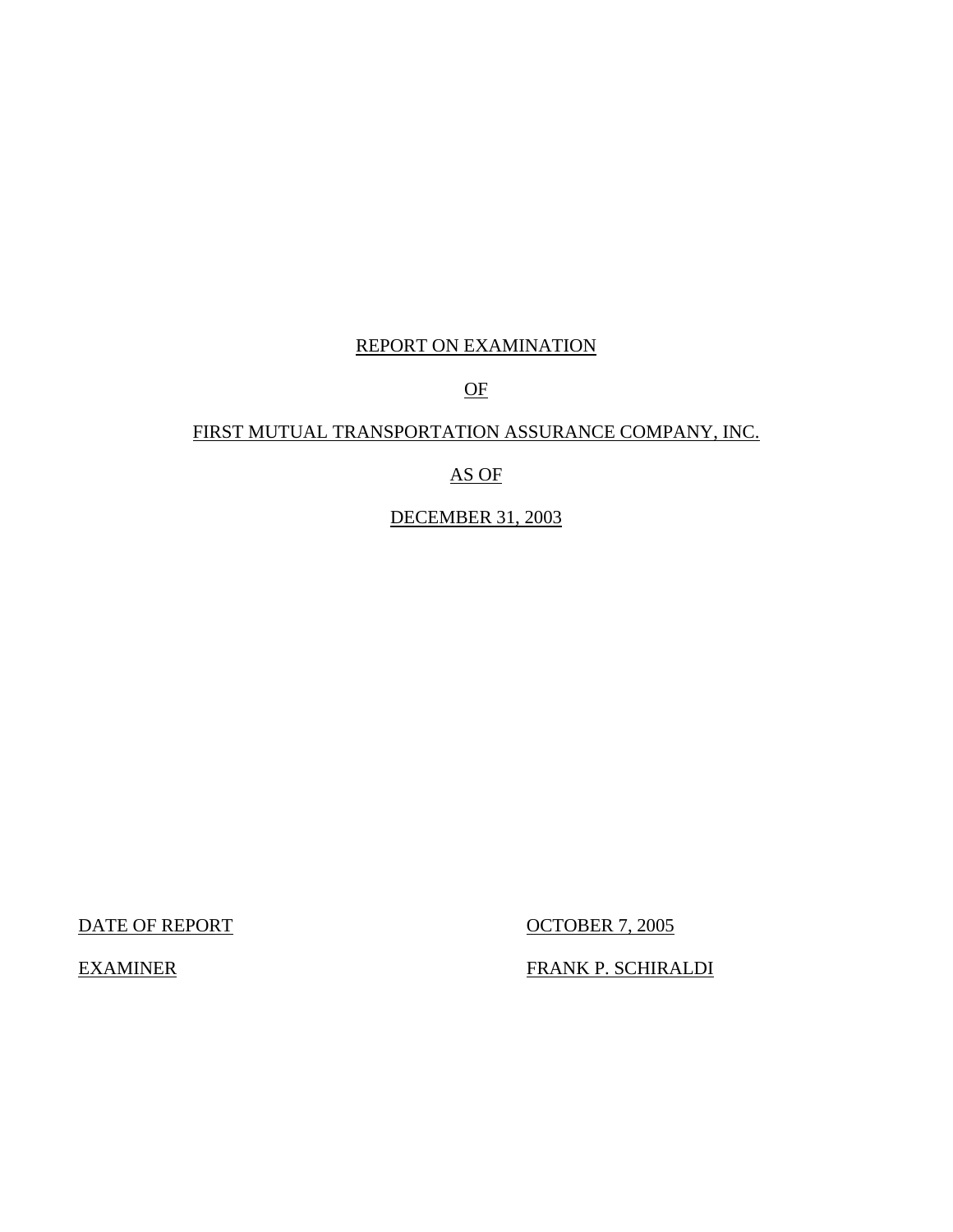# REPORT ON EXAMINATION

# OF

# FIRST MUTUAL TRANSPORTATION ASSURANCE COMPANY, INC.

# AS OF

# DECEMBER 31, 2003

| | |
|---|---|
| DATE OF REPORT | OCTOBER 7, 2005 |
| EXAMINER | FRANK P. SCHIRALDI |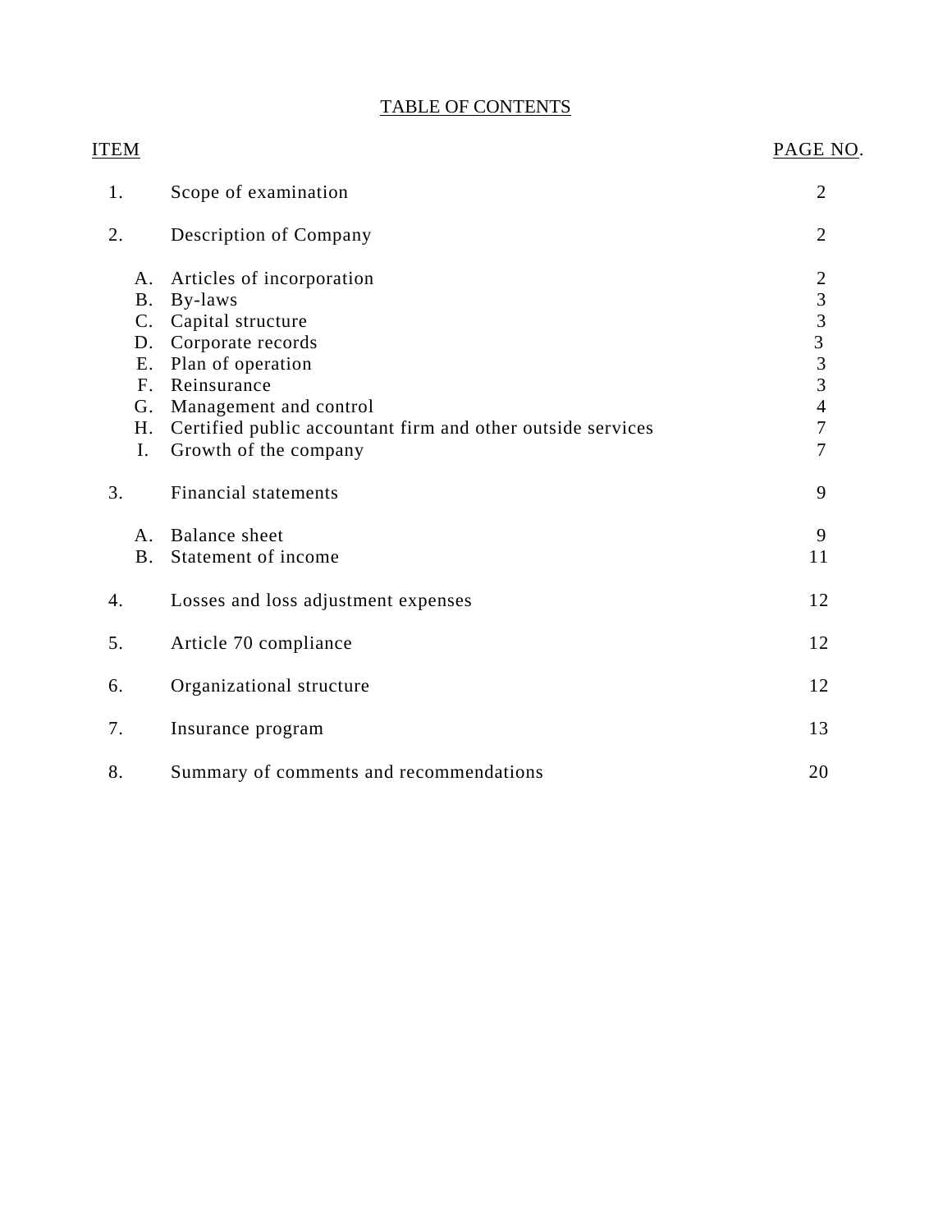# TABLE OF CONTENTS

| ITEM | | PAGE NO. |
|---|---|---|
| 1. | Scope of examination | 2 |
| 2. | Description of Company | 2 |
| | A. Articles of incorporation | 2 |
| | B. By-laws | 3 |
| | C. Capital structure | 3 |
| | D. Corporate records | 3 |
| | E. Plan of operation | 3 |
| | F. Reinsurance | 3 |
| | G. Management and control | 4 |
| | H. Certified public accountant firm and other outside services | 7 |
| | I. Growth of the company | 7 |
| 3. | Financial statements | 9 |
| | A. Balance sheet | 9 |
| | B. Statement of income | 11 |
| 4. | Losses and loss adjustment expenses | 12 |
| 5. | Article 70 compliance | 12 |
| 6. | Organizational structure | 12 |
| 7. | Insurance program | 13 |
| 8. | Summary of comments and recommendations | 20 |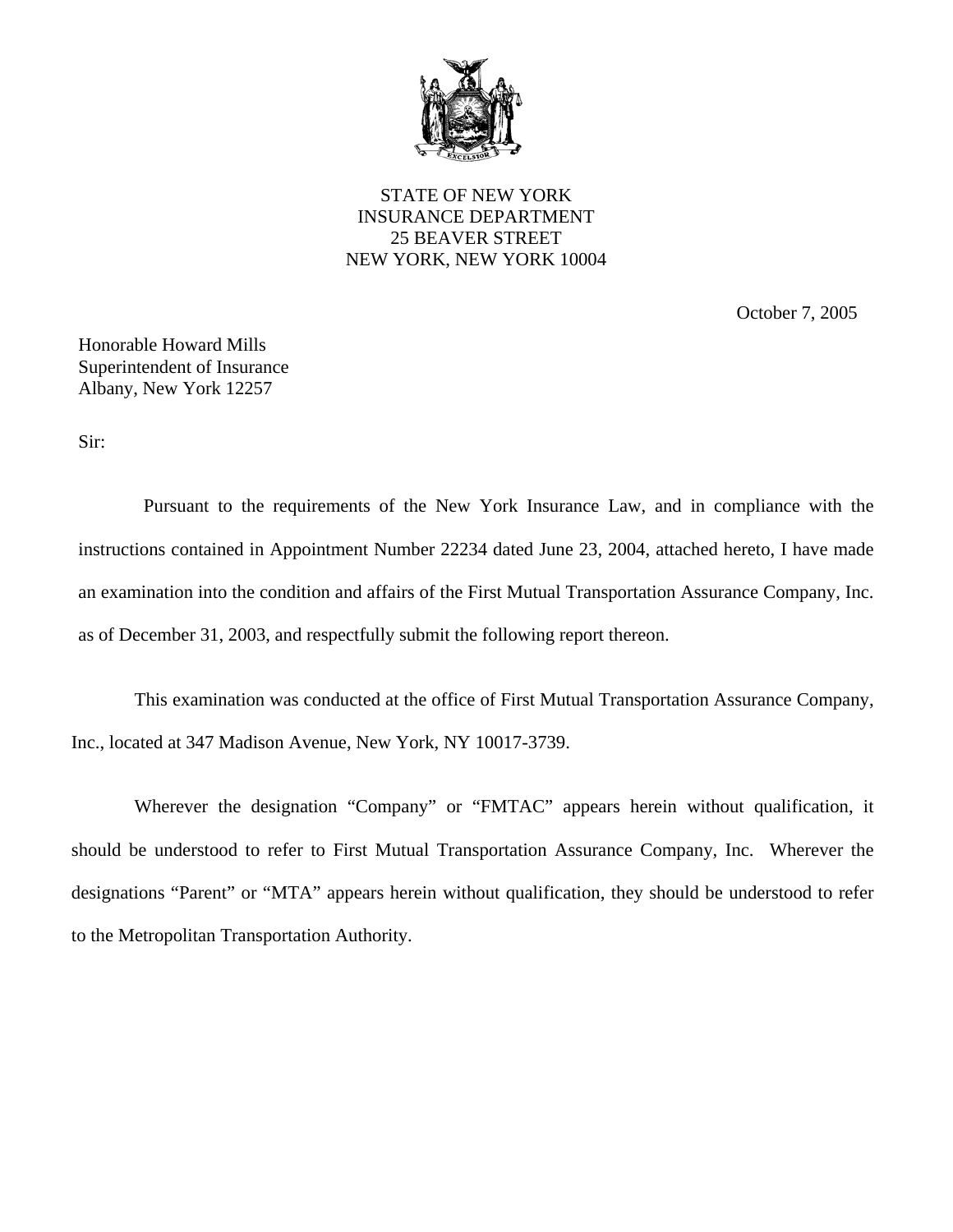STATE OF NEW YORK
INSURANCE DEPARTMENT
25 BEAVER STREET
NEW YORK, NEW YORK 10004

October 7, 2005

Honorable Howard Mills
Superintendent of Insurance
Albany, New York 12257

Sir:

Pursuant to the requirements of the New York Insurance Law, and in compliance with the instructions contained in Appointment Number 22234 dated June 23, 2004, attached hereto, I have made an examination into the condition and affairs of the First Mutual Transportation Assurance Company, Inc. as of December 31, 2003, and respectfully submit the following report thereon.

This examination was conducted at the office of First Mutual Transportation Assurance Company, Inc., located at 347 Madison Avenue, New York, NY 10017-3739.

Wherever the designation "Company" or "FMTAC" appears herein without qualification, it should be understood to refer to First Mutual Transportation Assurance Company, Inc. Wherever the designations "Parent" or "MTA" appears herein without qualification, they should be understood to refer to the Metropolitan Transportation Authority.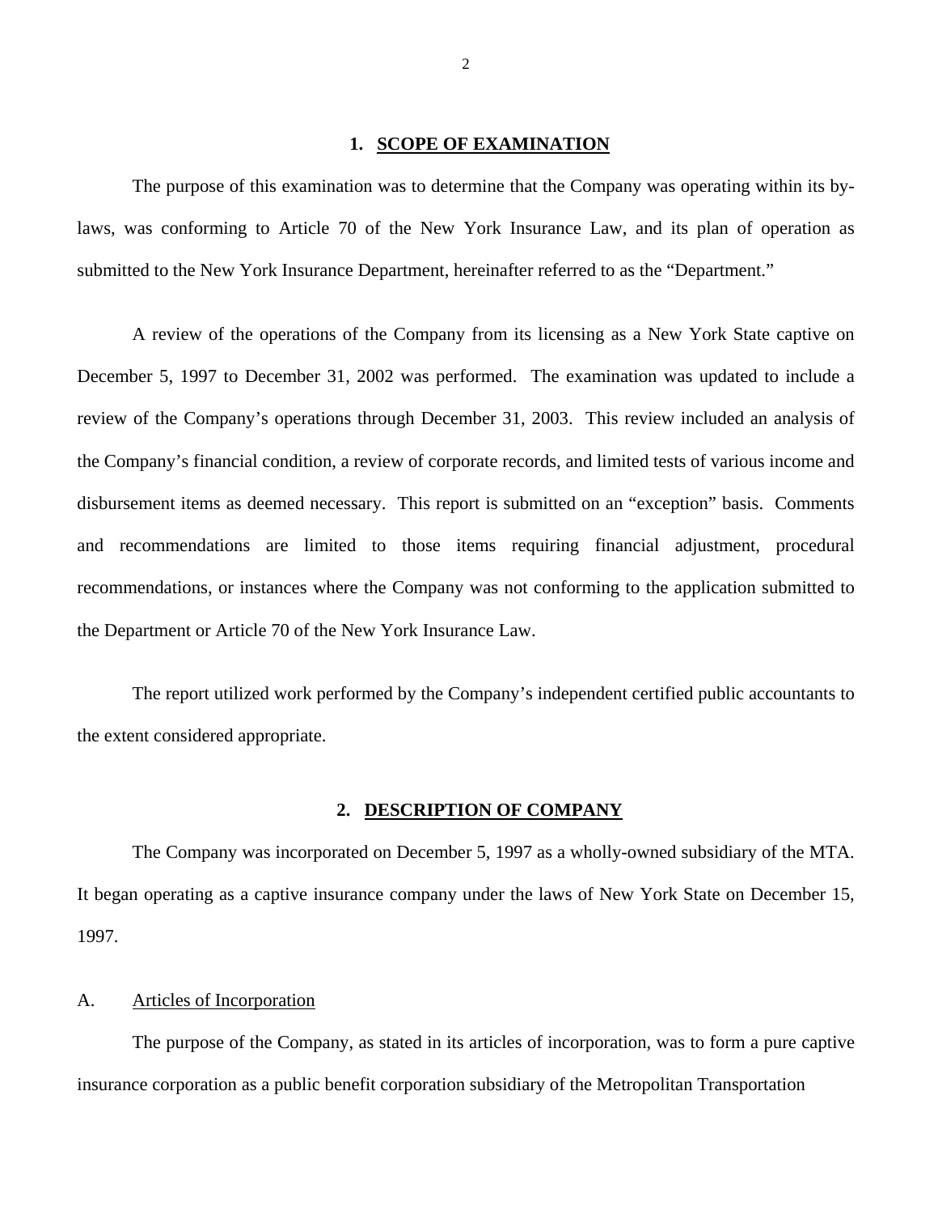## 1. SCOPE OF EXAMINATION

The purpose of this examination was to determine that the Company was operating within its by-laws, was conforming to Article 70 of the New York Insurance Law, and its plan of operation as submitted to the New York Insurance Department, hereinafter referred to as the "Department."

A review of the operations of the Company from its licensing as a New York State captive on December 5, 1997 to December 31, 2002 was performed. The examination was updated to include a review of the Company's operations through December 31, 2003. This review included an analysis of the Company's financial condition, a review of corporate records, and limited tests of various income and disbursement items as deemed necessary. This report is submitted on an "exception" basis. Comments and recommendations are limited to those items requiring financial adjustment, procedural recommendations, or instances where the Company was not conforming to the application submitted to the Department or Article 70 of the New York Insurance Law.

The report utilized work performed by the Company's independent certified public accountants to the extent considered appropriate.

## 2. DESCRIPTION OF COMPANY

The Company was incorporated on December 5, 1997 as a wholly-owned subsidiary of the MTA. It began operating as a captive insurance company under the laws of New York State on December 15, 1997.

### A. Articles of Incorporation

The purpose of the Company, as stated in its articles of incorporation, was to form a pure captive insurance corporation as a public benefit corporation subsidiary of the Metropolitan Transportation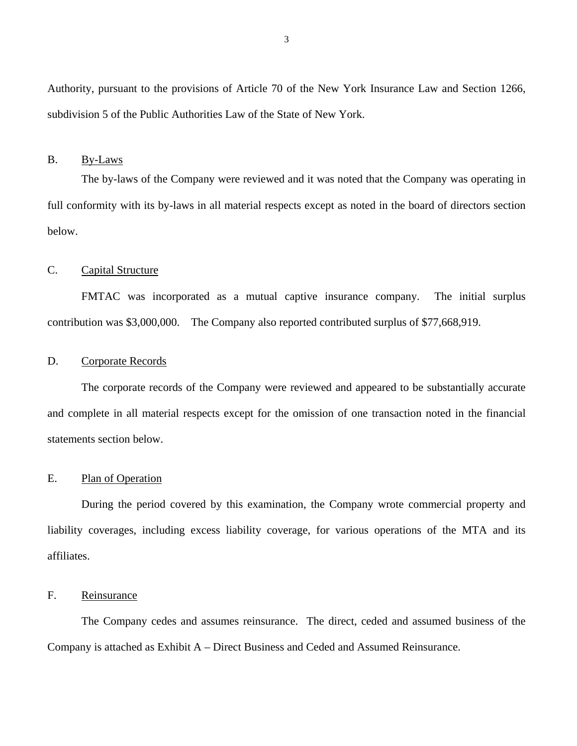Authority, pursuant to the provisions of Article 70 of the New York Insurance Law and Section 1266, subdivision 5 of the Public Authorities Law of the State of New York.

## B. By-Laws

The by-laws of the Company were reviewed and it was noted that the Company was operating in full conformity with its by-laws in all material respects except as noted in the board of directors section below.

## C. Capital Structure

FMTAC was incorporated as a mutual captive insurance company. The initial surplus contribution was $3,000,000. The Company also reported contributed surplus of $77,668,919.

## D. Corporate Records

The corporate records of the Company were reviewed and appeared to be substantially accurate and complete in all material respects except for the omission of one transaction noted in the financial statements section below.

## E. Plan of Operation

During the period covered by this examination, the Company wrote commercial property and liability coverages, including excess liability coverage, for various operations of the MTA and its affiliates.

## F. Reinsurance

The Company cedes and assumes reinsurance. The direct, ceded and assumed business of the Company is attached as Exhibit A – Direct Business and Ceded and Assumed Reinsurance.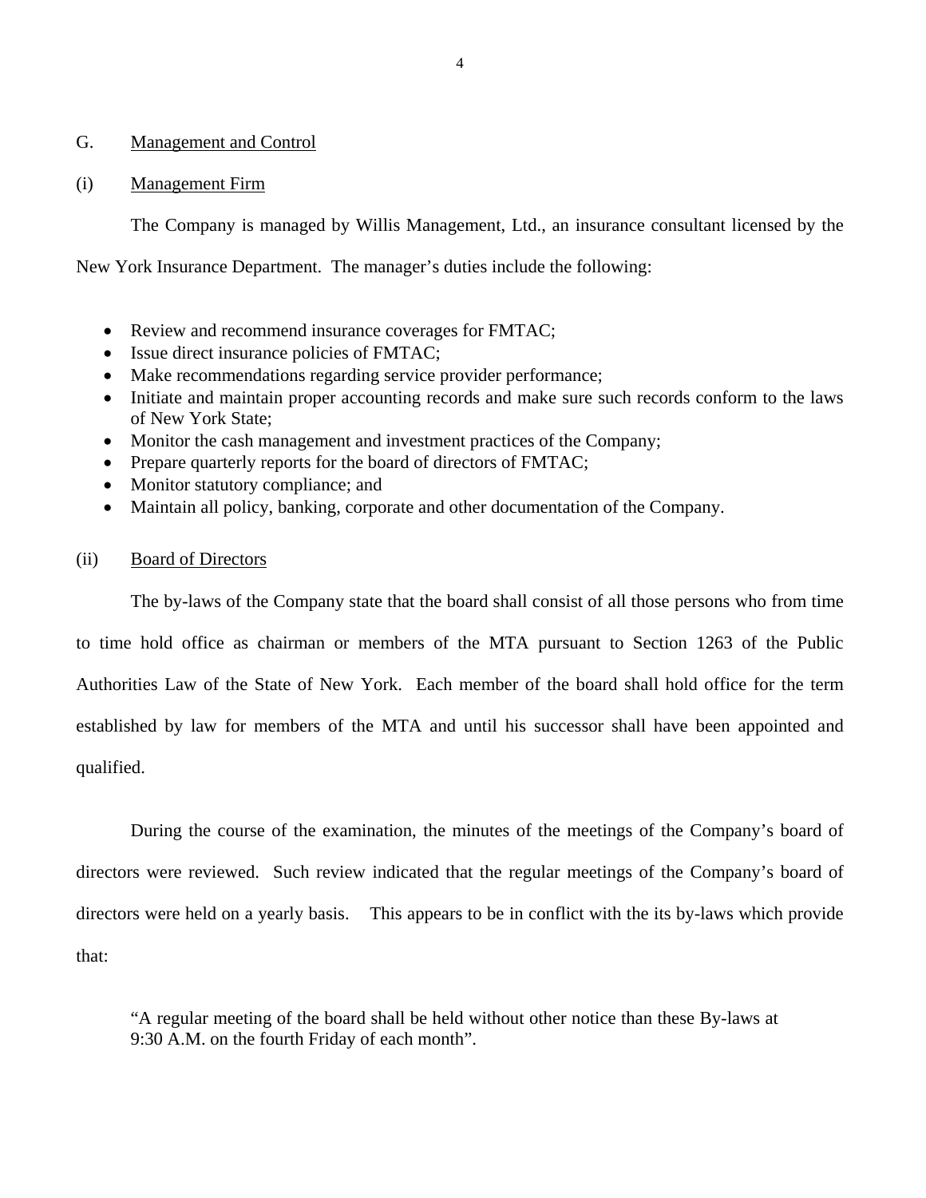## G. Management and Control

### (i) Management Firm

The Company is managed by Willis Management, Ltd., an insurance consultant licensed by the New York Insurance Department. The manager's duties include the following:

- Review and recommend insurance coverages for FMTAC;
- Issue direct insurance policies of FMTAC;
- Make recommendations regarding service provider performance;
- Initiate and maintain proper accounting records and make sure such records conform to the laws of New York State;
- Monitor the cash management and investment practices of the Company;
- Prepare quarterly reports for the board of directors of FMTAC;
- Monitor statutory compliance; and
- Maintain all policy, banking, corporate and other documentation of the Company.

### (ii) Board of Directors

The by-laws of the Company state that the board shall consist of all those persons who from time to time hold office as chairman or members of the MTA pursuant to Section 1263 of the Public Authorities Law of the State of New York. Each member of the board shall hold office for the term established by law for members of the MTA and until his successor shall have been appointed and qualified.

During the course of the examination, the minutes of the meetings of the Company's board of directors were reviewed. Such review indicated that the regular meetings of the Company's board of directors were held on a yearly basis. This appears to be in conflict with the its by-laws which provide that:

> "A regular meeting of the board shall be held without other notice than these By-laws at 9:30 A.M. on the fourth Friday of each month".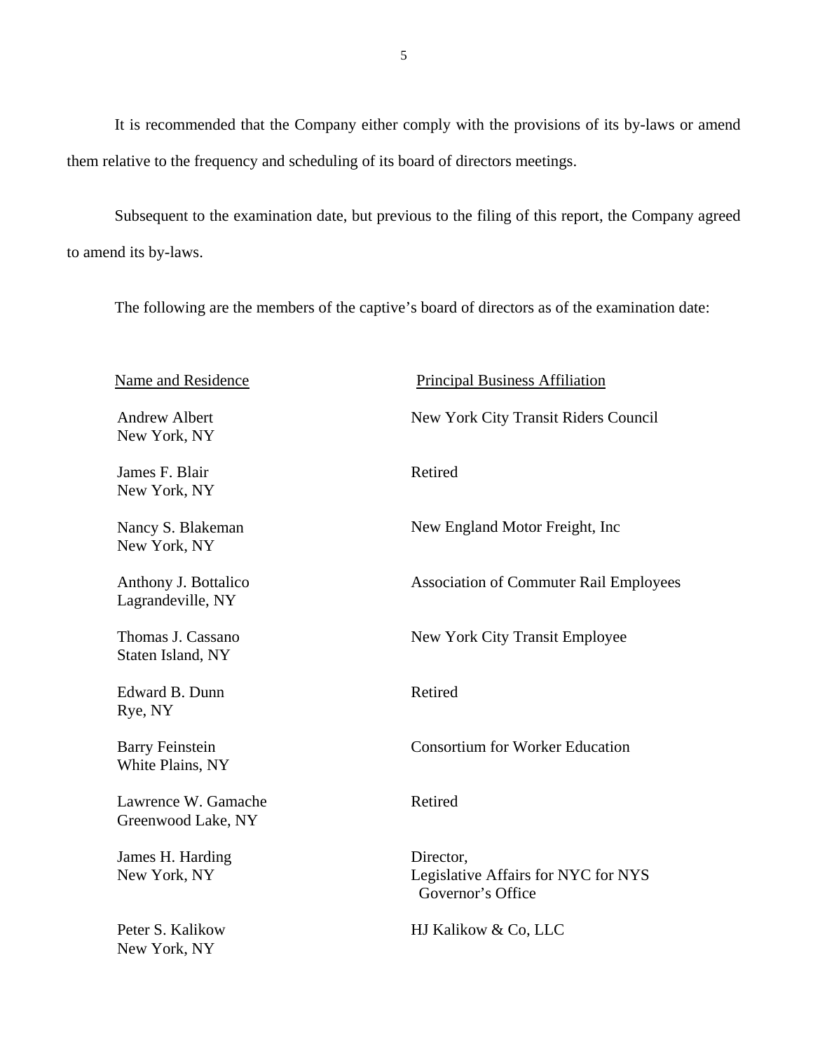It is recommended that the Company either comply with the provisions of its by-laws or amend them relative to the frequency and scheduling of its board of directors meetings.

Subsequent to the examination date, but previous to the filing of this report, the Company agreed to amend its by-laws.

The following are the members of the captive's board of directors as of the examination date:

| Name and Residence | Principal Business Affiliation |
|---|---|
| Andrew Albert<br>New York, NY | New York City Transit Riders Council |
| James F. Blair<br>New York, NY | Retired |
| Nancy S. Blakeman<br>New York, NY | New England Motor Freight, Inc |
| Anthony J. Bottalico<br>Lagrandeville, NY | Association of Commuter Rail Employees |
| Thomas J. Cassano<br>Staten Island, NY | New York City Transit Employee |
| Edward B. Dunn<br>Rye, NY | Retired |
| Barry Feinstein<br>White Plains, NY | Consortium for Worker Education |
| Lawrence W. Gamache<br>Greenwood Lake, NY | Retired |
| James H. Harding<br>New York, NY | Director,<br>Legislative Affairs for NYC for NYS Governor's Office |
| Peter S. Kalikow<br>New York, NY | HJ Kalikow & Co, LLC |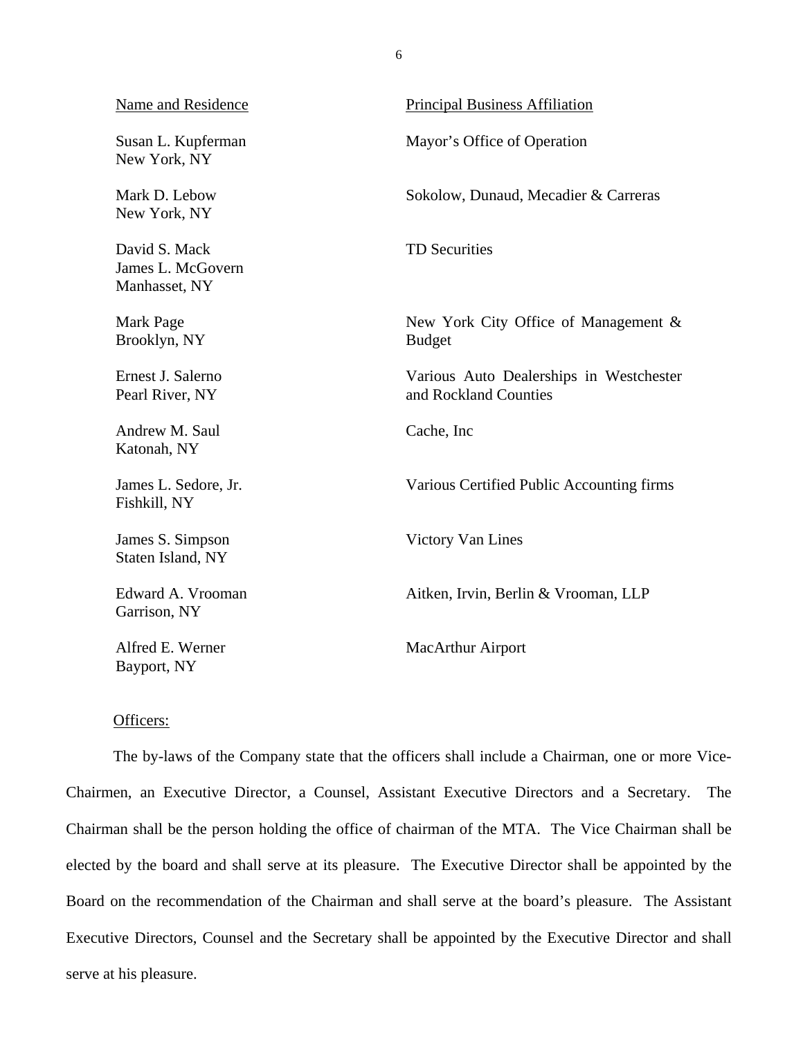| Name and Residence | Principal Business Affiliation |
| --- | --- |
| Susan L. Kupferman<br>New York, NY | Mayor’s Office of Operation |
| Mark D. Lebow<br>New York, NY | Sokolow, Dunaud, Mecadier & Carreras |
| David S. Mack<br>James L. McGovern<br>Manhasset, NY | TD Securities |
| Mark Page<br>Brooklyn, NY | New York City Office of Management & Budget |
| Ernest J. Salerno<br>Pearl River, NY | Various Auto Dealerships in Westchester and Rockland Counties |
| Andrew M. Saul<br>Katonah, NY | Cache, Inc |
| James L. Sedore, Jr.<br>Fishkill, NY | Various Certified Public Accounting firms |
| James S. Simpson<br>Staten Island, NY | Victory Van Lines |
| Edward A. Vrooman<br>Garrison, NY | Aitken, Irvin, Berlin & Vrooman, LLP |
| Alfred E. Werner<br>Bayport, NY | MacArthur Airport |

Officers:

The by-laws of the Company state that the officers shall include a Chairman, one or more Vice-Chairmen, an Executive Director, a Counsel, Assistant Executive Directors and a Secretary. The Chairman shall be the person holding the office of chairman of the MTA. The Vice Chairman shall be elected by the board and shall serve at its pleasure. The Executive Director shall be appointed by the Board on the recommendation of the Chairman and shall serve at the board’s pleasure. The Assistant Executive Directors, Counsel and the Secretary shall be appointed by the Executive Director and shall serve at his pleasure.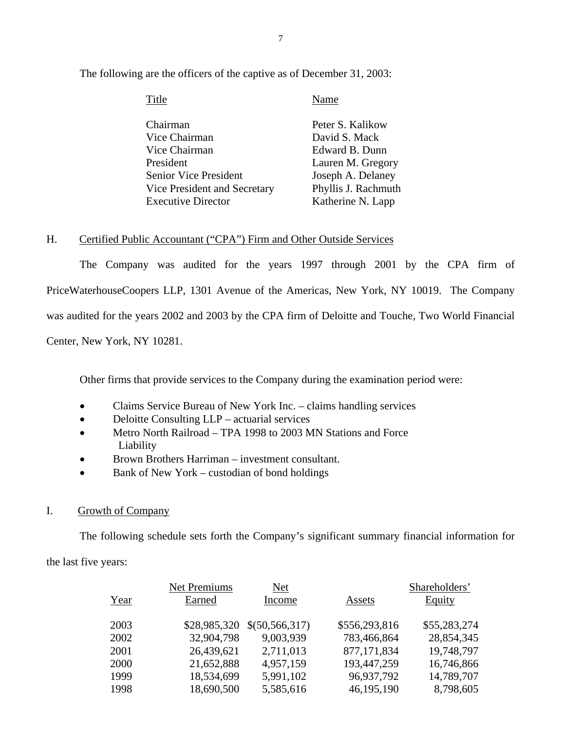The following are the officers of the captive as of December 31, 2003:

| Title | Name |
|---|---|
| Chairman | Peter S. Kalikow |
| Vice Chairman | David S. Mack |
| Vice Chairman | Edward B. Dunn |
| President | Lauren M. Gregory |
| Senior Vice President | Joseph A. Delaney |
| Vice President and Secretary | Phyllis J. Rachmuth |
| Executive Director | Katherine N. Lapp |

## H. Certified Public Accountant ("CPA") Firm and Other Outside Services

The Company was audited for the years 1997 through 2001 by the CPA firm of PriceWaterhouseCoopers LLP, 1301 Avenue of the Americas, New York, NY 10019. The Company was audited for the years 2002 and 2003 by the CPA firm of Deloitte and Touche, Two World Financial Center, New York, NY 10281.

Other firms that provide services to the Company during the examination period were:

- Claims Service Bureau of New York Inc. – claims handling services
- Deloitte Consulting LLP – actuarial services
- Metro North Railroad – TPA 1998 to 2003 MN Stations and Force Liability
- Brown Brothers Harriman – investment consultant.
- Bank of New York – custodian of bond holdings

## I. Growth of Company

The following schedule sets forth the Company's significant summary financial information for the last five years:

| Year | Net Premiums Earned | Net Income | Assets | Shareholders' Equity |
|---|---|---|---|---|
| 2003 | $28,985,320 | $(50,566,317) | $556,293,816 | $55,283,274 |
| 2002 | 32,904,798 | 9,003,939 | 783,466,864 | 28,854,345 |
| 2001 | 26,439,621 | 2,711,013 | 877,171,834 | 19,748,797 |
| 2000 | 21,652,888 | 4,957,159 | 193,447,259 | 16,746,866 |
| 1999 | 18,534,699 | 5,991,102 | 96,937,792 | 14,789,707 |
| 1998 | 18,690,500 | 5,585,616 | 46,195,190 | 8,798,605 |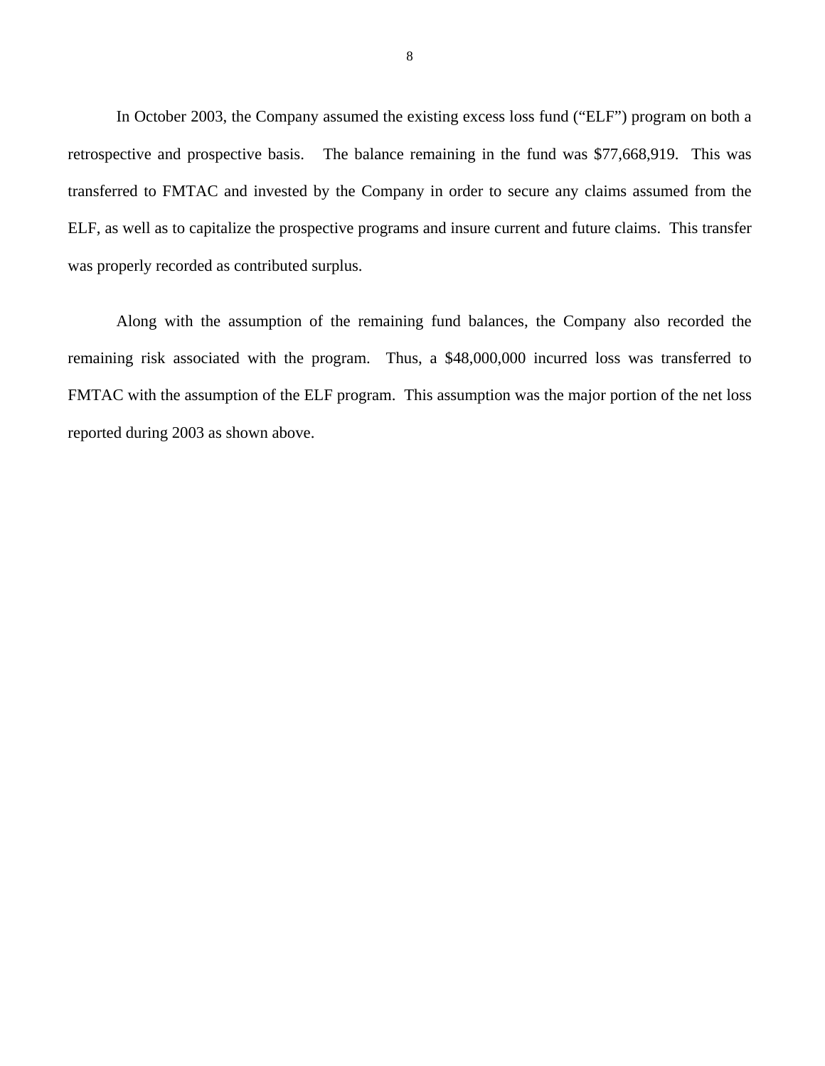In October 2003, the Company assumed the existing excess loss fund ("ELF") program on both a retrospective and prospective basis. The balance remaining in the fund was $77,668,919. This was transferred to FMTAC and invested by the Company in order to secure any claims assumed from the ELF, as well as to capitalize the prospective programs and insure current and future claims. This transfer was properly recorded as contributed surplus.

Along with the assumption of the remaining fund balances, the Company also recorded the remaining risk associated with the program. Thus, a $48,000,000 incurred loss was transferred to FMTAC with the assumption of the ELF program. This assumption was the major portion of the net loss reported during 2003 as shown above.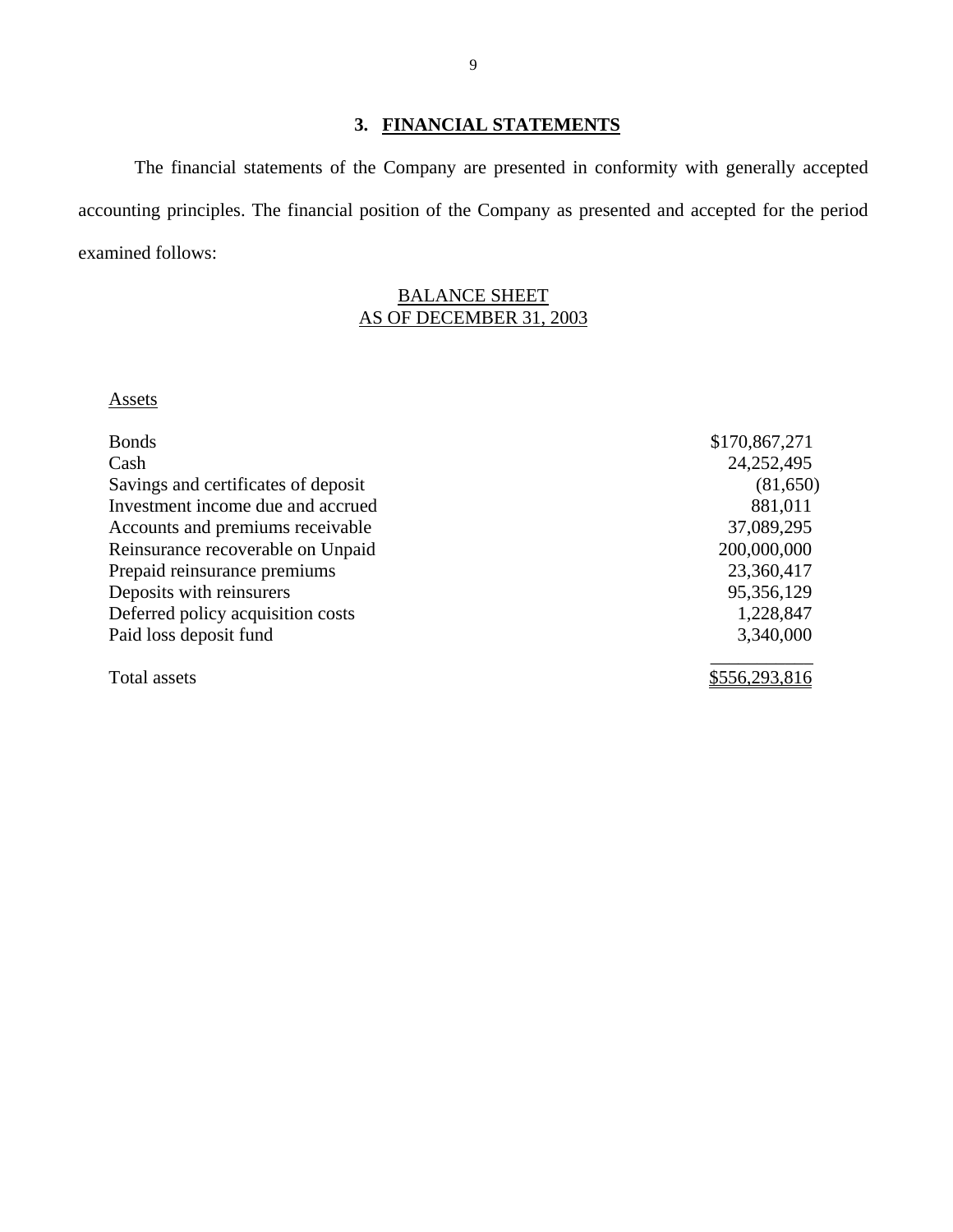## 3. FINANCIAL STATEMENTS

The financial statements of the Company are presented in conformity with generally accepted accounting principles. The financial position of the Company as presented and accepted for the period examined follows:

BALANCE SHEET
AS OF DECEMBER 31, 2003

| Assets | |
|---|---|
| Bonds | $170,867,271 |
| Cash | 24,252,495 |
| Savings and certificates of deposit | (81,650) |
| Investment income due and accrued | 881,011 |
| Accounts and premiums receivable | 37,089,295 |
| Reinsurance recoverable on Unpaid | 200,000,000 |
| Prepaid reinsurance premiums | 23,360,417 |
| Deposits with reinsurers | 95,356,129 |
| Deferred policy acquisition costs | 1,228,847 |
| Paid loss deposit fund | 3,340,000 |
| Total assets | $556,293,816 |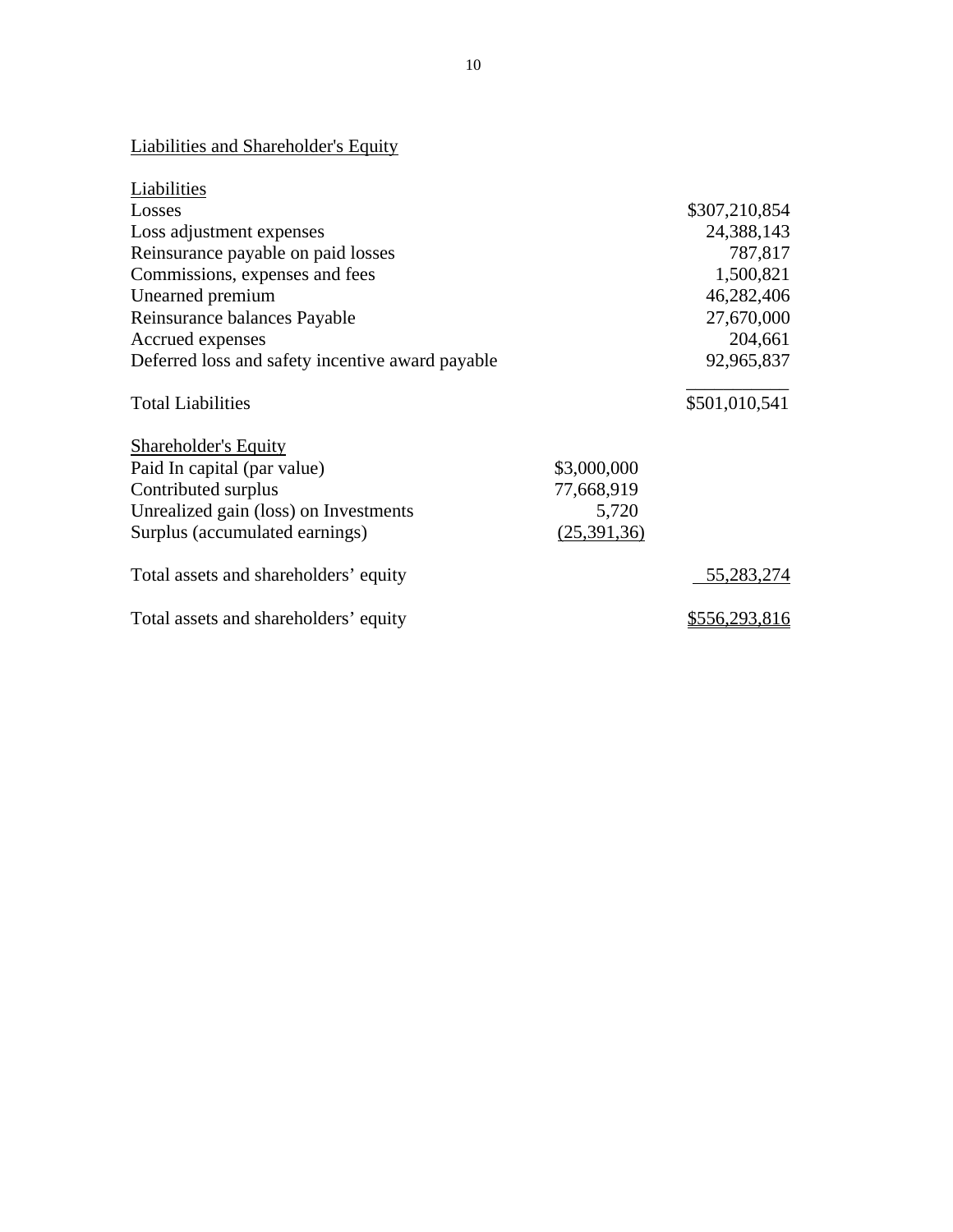Liabilities and Shareholder's Equity

| | | |
|---|---|---|
| Liabilities | | |
| Losses | | $307,210,854 |
| Loss adjustment expenses | | 24,388,143 |
| Reinsurance payable on paid losses | | 787,817 |
| Commissions, expenses and fees | | 1,500,821 |
| Unearned premium | | 46,282,406 |
| Reinsurance balances Payable | | 27,670,000 |
| Accrued expenses | | 204,661 |
| Deferred loss and safety incentive award payable | | 92,965,837 |
| Total Liabilities | | $501,010,541 |
| Shareholder's Equity | | |
| Paid In capital (par value) | $3,000,000 | |
| Contributed surplus | 77,668,919 | |
| Unrealized gain (loss) on Investments | 5,720 | |
| Surplus (accumulated earnings) | (25,391,36) | |
| Total assets and shareholders' equity | | 55,283,274 |
| Total assets and shareholders' equity | | $556,293,816 |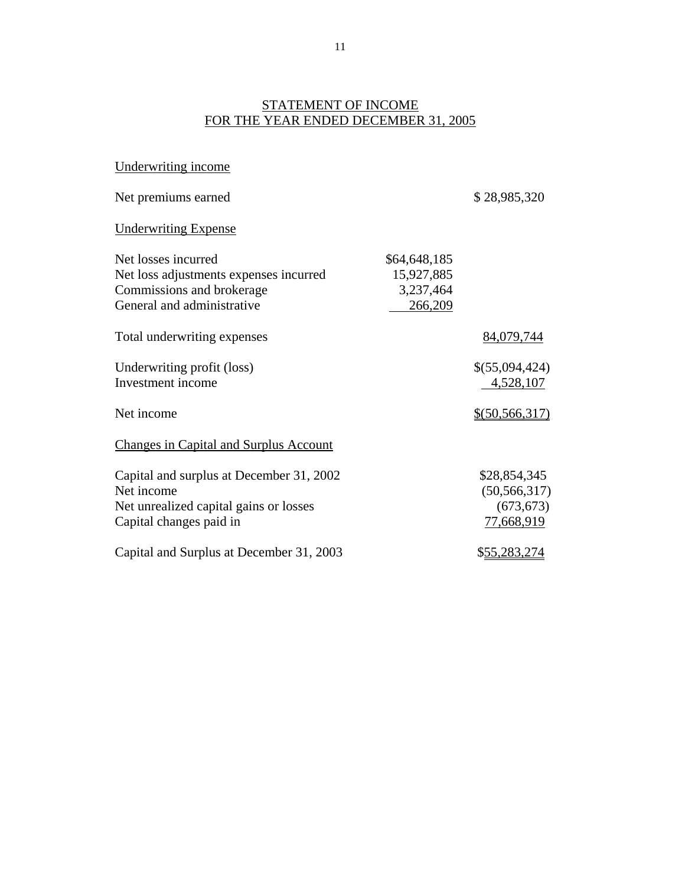# STATEMENT OF INCOME
## FOR THE YEAR ENDED DECEMBER 31, 2005

| | | |
|---|---|---|
| Underwriting income | | |
| Net premiums earned | | $ 28,985,320 |
| Underwriting Expense | | |
| Net losses incurred | $64,648,185 | |
| Net loss adjustments expenses incurred | 15,927,885 | |
| Commissions and brokerage | 3,237,464 | |
| General and administrative | 266,209 | |
| Total underwriting expenses | | 84,079,744 |
| Underwriting profit (loss) | | $(55,094,424) |
| Investment income | | 4,528,107 |
| Net income | | $(50,566,317) |

| | |
|---|---|
| Changes in Capital and Surplus Account | |
| Capital and surplus at December 31, 2002 | $28,854,345 |
| Net income | (50,566,317) |
| Net unrealized capital gains or losses | (673,673) |
| Capital changes paid in | 77,668,919 |
| Capital and Surplus at December 31, 2003 | $55,283,274 |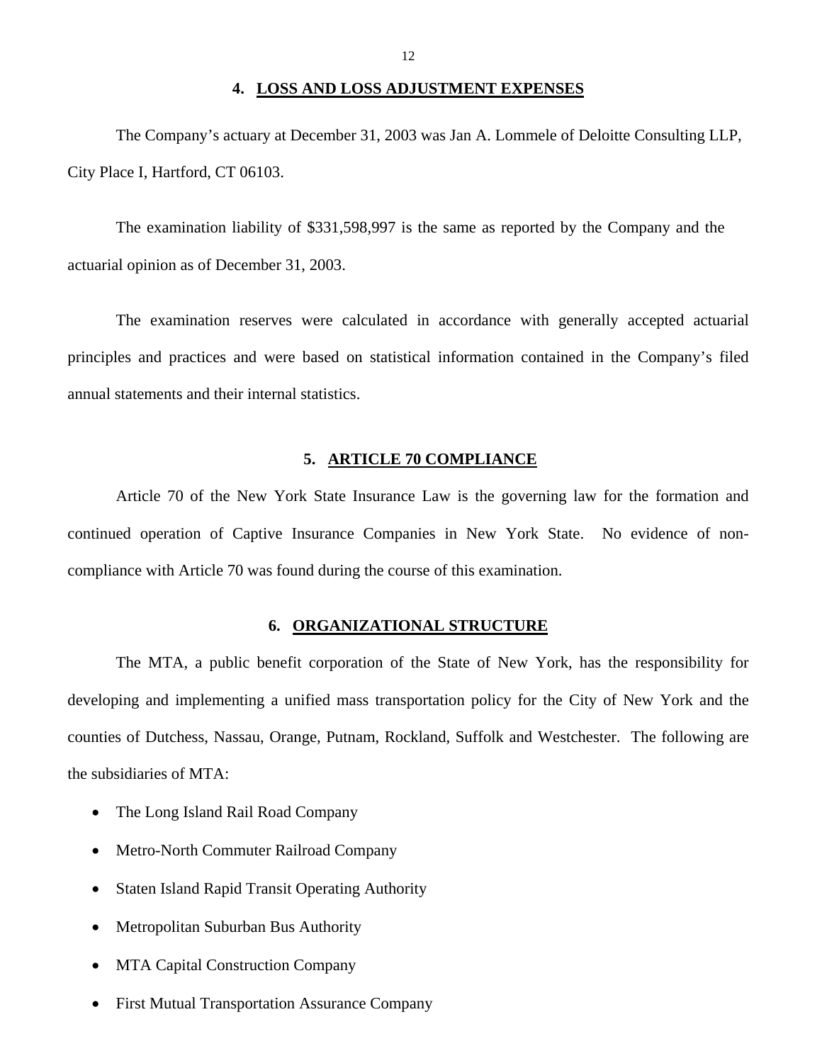## 4. LOSS AND LOSS ADJUSTMENT EXPENSES

The Company's actuary at December 31, 2003 was Jan A. Lommele of Deloitte Consulting LLP, City Place I, Hartford, CT 06103.

The examination liability of $331,598,997 is the same as reported by the Company and the actuarial opinion as of December 31, 2003.

The examination reserves were calculated in accordance with generally accepted actuarial principles and practices and were based on statistical information contained in the Company's filed annual statements and their internal statistics.

## 5. ARTICLE 70 COMPLIANCE

Article 70 of the New York State Insurance Law is the governing law for the formation and continued operation of Captive Insurance Companies in New York State. No evidence of non-compliance with Article 70 was found during the course of this examination.

## 6. ORGANIZATIONAL STRUCTURE

The MTA, a public benefit corporation of the State of New York, has the responsibility for developing and implementing a unified mass transportation policy for the City of New York and the counties of Dutchess, Nassau, Orange, Putnam, Rockland, Suffolk and Westchester. The following are the subsidiaries of MTA:

- The Long Island Rail Road Company
- Metro-North Commuter Railroad Company
- Staten Island Rapid Transit Operating Authority
- Metropolitan Suburban Bus Authority
- MTA Capital Construction Company
- First Mutual Transportation Assurance Company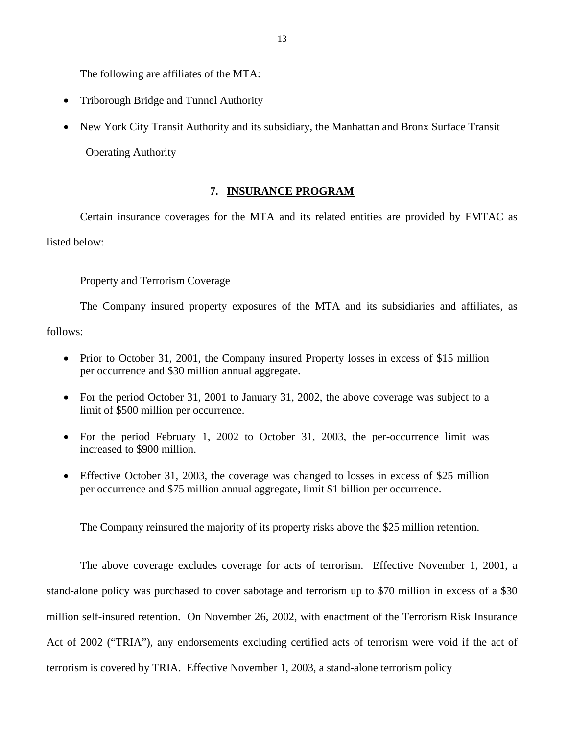The following are affiliates of the MTA:

- Triborough Bridge and Tunnel Authority
- New York City Transit Authority and its subsidiary, the Manhattan and Bronx Surface Transit Operating Authority

## 7. INSURANCE PROGRAM

Certain insurance coverages for the MTA and its related entities are provided by FMTAC as listed below:

### Property and Terrorism Coverage

The Company insured property exposures of the MTA and its subsidiaries and affiliates, as follows:

- Prior to October 31, 2001, the Company insured Property losses in excess of $15 million per occurrence and $30 million annual aggregate.
- For the period October 31, 2001 to January 31, 2002, the above coverage was subject to a limit of $500 million per occurrence.
- For the period February 1, 2002 to October 31, 2003, the per-occurrence limit was increased to $900 million.
- Effective October 31, 2003, the coverage was changed to losses in excess of $25 million per occurrence and $75 million annual aggregate, limit $1 billion per occurrence.

The Company reinsured the majority of its property risks above the $25 million retention.

The above coverage excludes coverage for acts of terrorism. Effective November 1, 2001, a stand-alone policy was purchased to cover sabotage and terrorism up to $70 million in excess of a $30 million self-insured retention. On November 26, 2002, with enactment of the Terrorism Risk Insurance Act of 2002 ("TRIA"), any endorsements excluding certified acts of terrorism were void if the act of terrorism is covered by TRIA. Effective November 1, 2003, a stand-alone terrorism policy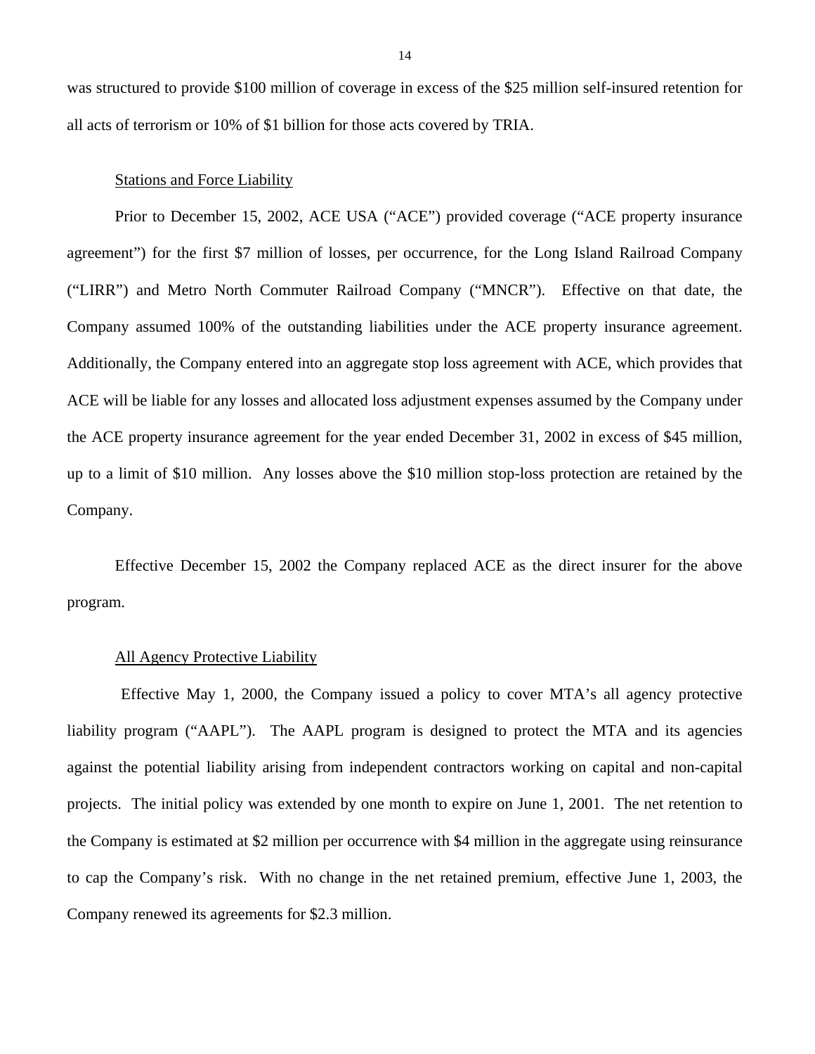was structured to provide $100 million of coverage in excess of the $25 million self-insured retention for all acts of terrorism or 10% of $1 billion for those acts covered by TRIA.

Stations and Force Liability

Prior to December 15, 2002, ACE USA ("ACE") provided coverage ("ACE property insurance agreement") for the first $7 million of losses, per occurrence, for the Long Island Railroad Company ("LIRR") and Metro North Commuter Railroad Company ("MNCR"). Effective on that date, the Company assumed 100% of the outstanding liabilities under the ACE property insurance agreement. Additionally, the Company entered into an aggregate stop loss agreement with ACE, which provides that ACE will be liable for any losses and allocated loss adjustment expenses assumed by the Company under the ACE property insurance agreement for the year ended December 31, 2002 in excess of $45 million, up to a limit of $10 million. Any losses above the $10 million stop-loss protection are retained by the Company.

Effective December 15, 2002 the Company replaced ACE as the direct insurer for the above program.

All Agency Protective Liability

Effective May 1, 2000, the Company issued a policy to cover MTA's all agency protective liability program ("AAPL"). The AAPL program is designed to protect the MTA and its agencies against the potential liability arising from independent contractors working on capital and non-capital projects. The initial policy was extended by one month to expire on June 1, 2001. The net retention to the Company is estimated at $2 million per occurrence with $4 million in the aggregate using reinsurance to cap the Company's risk. With no change in the net retained premium, effective June 1, 2003, the Company renewed its agreements for $2.3 million.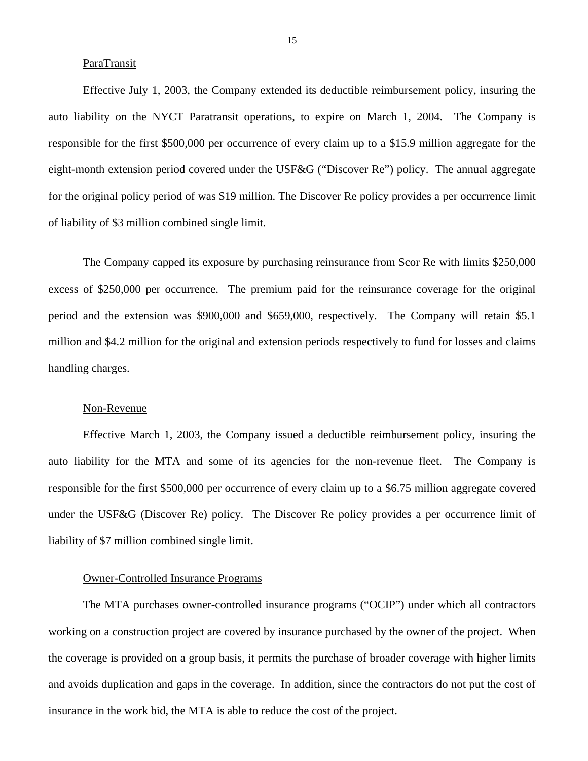ParaTransit

Effective July 1, 2003, the Company extended its deductible reimbursement policy, insuring the auto liability on the NYCT Paratransit operations, to expire on March 1, 2004. The Company is responsible for the first $500,000 per occurrence of every claim up to a $15.9 million aggregate for the eight-month extension period covered under the USF&G ("Discover Re") policy. The annual aggregate for the original policy period of was $19 million. The Discover Re policy provides a per occurrence limit of liability of $3 million combined single limit.

The Company capped its exposure by purchasing reinsurance from Scor Re with limits $250,000 excess of $250,000 per occurrence. The premium paid for the reinsurance coverage for the original period and the extension was $900,000 and $659,000, respectively. The Company will retain $5.1 million and $4.2 million for the original and extension periods respectively to fund for losses and claims handling charges.

Non-Revenue

Effective March 1, 2003, the Company issued a deductible reimbursement policy, insuring the auto liability for the MTA and some of its agencies for the non-revenue fleet. The Company is responsible for the first $500,000 per occurrence of every claim up to a $6.75 million aggregate covered under the USF&G (Discover Re) policy. The Discover Re policy provides a per occurrence limit of liability of $7 million combined single limit.

Owner-Controlled Insurance Programs

The MTA purchases owner-controlled insurance programs ("OCIP") under which all contractors working on a construction project are covered by insurance purchased by the owner of the project. When the coverage is provided on a group basis, it permits the purchase of broader coverage with higher limits and avoids duplication and gaps in the coverage. In addition, since the contractors do not put the cost of insurance in the work bid, the MTA is able to reduce the cost of the project.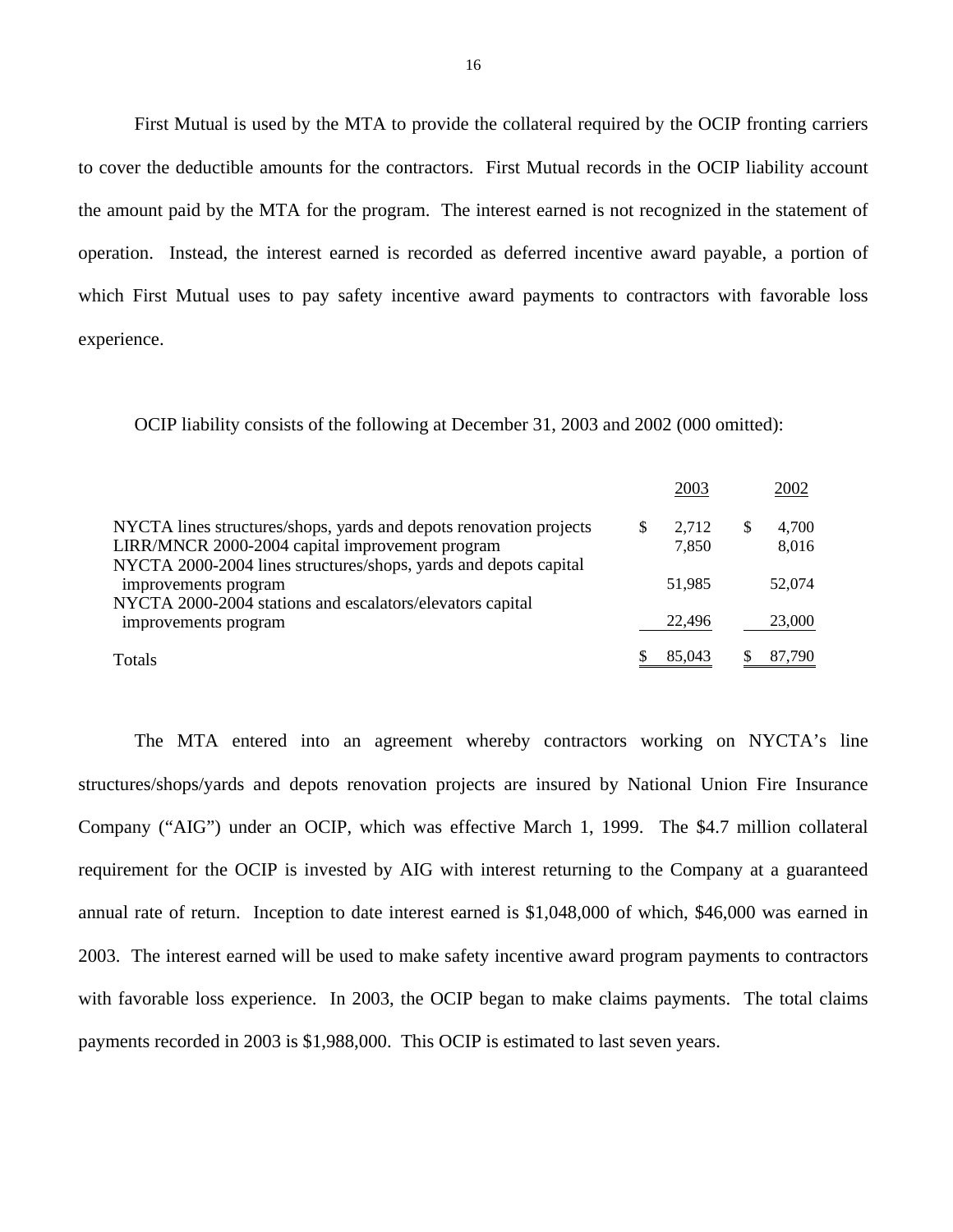First Mutual is used by the MTA to provide the collateral required by the OCIP fronting carriers to cover the deductible amounts for the contractors. First Mutual records in the OCIP liability account the amount paid by the MTA for the program. The interest earned is not recognized in the statement of operation. Instead, the interest earned is recorded as deferred incentive award payable, a portion of which First Mutual uses to pay safety incentive award payments to contractors with favorable loss experience.

OCIP liability consists of the following at December 31, 2003 and 2002 (000 omitted):

| | 2003 | 2002 |
|---|---|---|
| NYCTA lines structures/shops, yards and depots renovation projects | $ 2,712 | $ 4,700 |
| LIRR/MNCR 2000-2004 capital improvement program | 7,850 | 8,016 |
| NYCTA 2000-2004 lines structures/shops, yards and depots capital improvements program | 51,985 | 52,074 |
| NYCTA 2000-2004 stations and escalators/elevators capital improvements program | 22,496 | 23,000 |
| Totals | $ 85,043 | $ 87,790 |

The MTA entered into an agreement whereby contractors working on NYCTA's line structures/shops/yards and depots renovation projects are insured by National Union Fire Insurance Company ("AIG") under an OCIP, which was effective March 1, 1999. The $4.7 million collateral requirement for the OCIP is invested by AIG with interest returning to the Company at a guaranteed annual rate of return. Inception to date interest earned is $1,048,000 of which, $46,000 was earned in 2003. The interest earned will be used to make safety incentive award program payments to contractors with favorable loss experience. In 2003, the OCIP began to make claims payments. The total claims payments recorded in 2003 is $1,988,000. This OCIP is estimated to last seven years.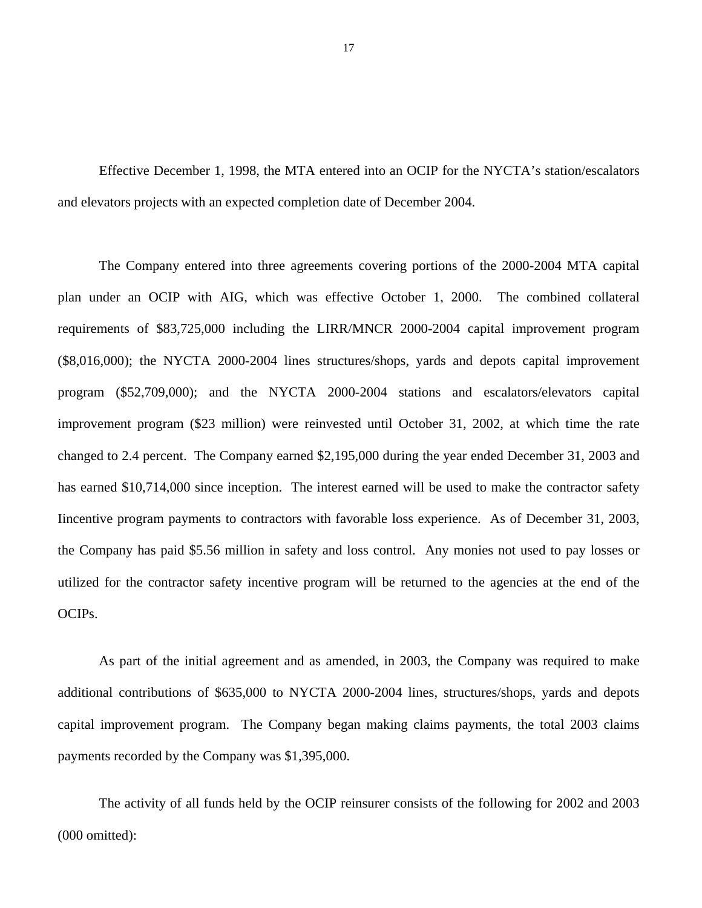Effective December 1, 1998, the MTA entered into an OCIP for the NYCTA's station/escalators and elevators projects with an expected completion date of December 2004.

The Company entered into three agreements covering portions of the 2000-2004 MTA capital plan under an OCIP with AIG, which was effective October 1, 2000. The combined collateral requirements of $83,725,000 including the LIRR/MNCR 2000-2004 capital improvement program ($8,016,000); the NYCTA 2000-2004 lines structures/shops, yards and depots capital improvement program ($52,709,000); and the NYCTA 2000-2004 stations and escalators/elevators capital improvement program ($23 million) were reinvested until October 31, 2002, at which time the rate changed to 2.4 percent. The Company earned $2,195,000 during the year ended December 31, 2003 and has earned $10,714,000 since inception. The interest earned will be used to make the contractor safety Iincentive program payments to contractors with favorable loss experience. As of December 31, 2003, the Company has paid $5.56 million in safety and loss control. Any monies not used to pay losses or utilized for the contractor safety incentive program will be returned to the agencies at the end of the OCIPs.

As part of the initial agreement and as amended, in 2003, the Company was required to make additional contributions of $635,000 to NYCTA 2000-2004 lines, structures/shops, yards and depots capital improvement program. The Company began making claims payments, the total 2003 claims payments recorded by the Company was $1,395,000.

The activity of all funds held by the OCIP reinsurer consists of the following for 2002 and 2003 (000 omitted):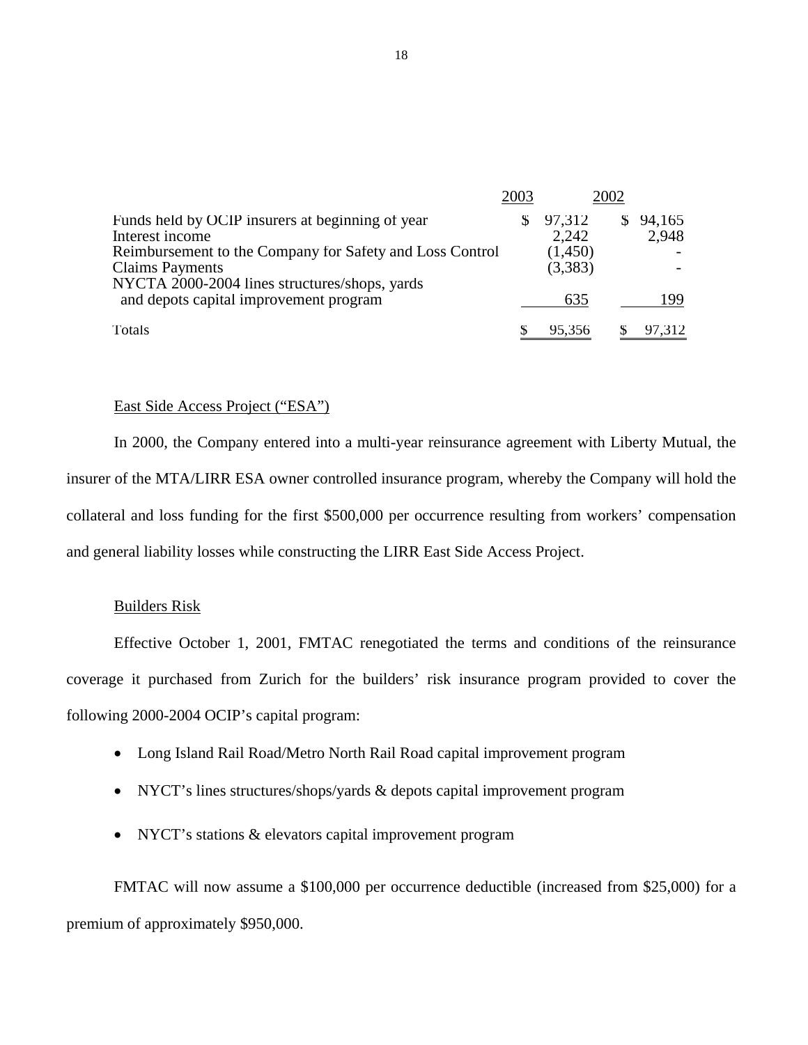| | 2003 | 2002 |
|---|---|---|
| Funds held by OCIP insurers at beginning of year | $ 97,312 | $ 94,165 |
| Interest income | 2,242 | 2,948 |
| Reimbursement to the Company for Safety and Loss Control | (1,450) | - |
| Claims Payments | (3,383) | - |
| NYCTA 2000-2004 lines structures/shops, yards and depots capital improvement program | 635 | 199 |
| Totals | $ 95,356 | $ 97,312 |

East Side Access Project ("ESA")

In 2000, the Company entered into a multi-year reinsurance agreement with Liberty Mutual, the insurer of the MTA/LIRR ESA owner controlled insurance program, whereby the Company will hold the collateral and loss funding for the first $500,000 per occurrence resulting from workers' compensation and general liability losses while constructing the LIRR East Side Access Project.

Builders Risk

Effective October 1, 2001, FMTAC renegotiated the terms and conditions of the reinsurance coverage it purchased from Zurich for the builders' risk insurance program provided to cover the following 2000-2004 OCIP's capital program:

- Long Island Rail Road/Metro North Rail Road capital improvement program
- NYCT's lines structures/shops/yards & depots capital improvement program
- NYCT's stations & elevators capital improvement program

FMTAC will now assume a $100,000 per occurrence deductible (increased from $25,000) for a premium of approximately $950,000.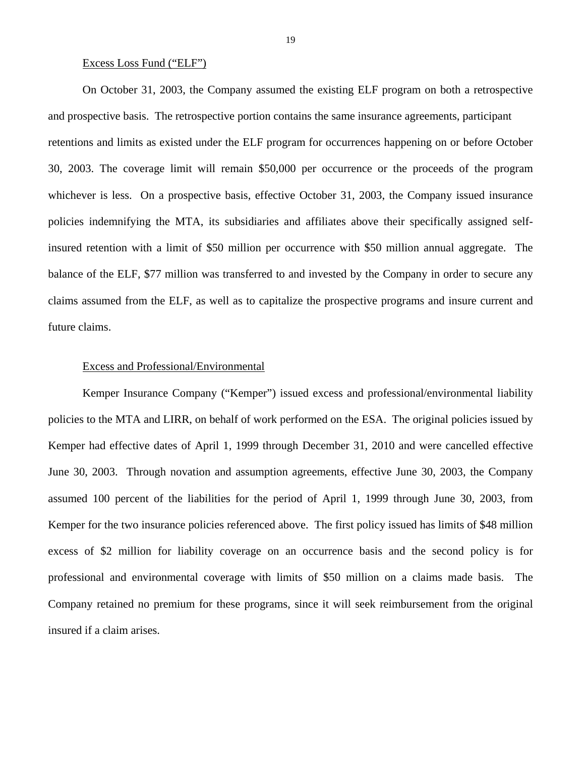Excess Loss Fund ("ELF")

On October 31, 2003, the Company assumed the existing ELF program on both a retrospective and prospective basis. The retrospective portion contains the same insurance agreements, participant retentions and limits as existed under the ELF program for occurrences happening on or before October 30, 2003. The coverage limit will remain $50,000 per occurrence or the proceeds of the program whichever is less. On a prospective basis, effective October 31, 2003, the Company issued insurance policies indemnifying the MTA, its subsidiaries and affiliates above their specifically assigned self-insured retention with a limit of $50 million per occurrence with $50 million annual aggregate. The balance of the ELF, $77 million was transferred to and invested by the Company in order to secure any claims assumed from the ELF, as well as to capitalize the prospective programs and insure current and future claims.

Excess and Professional/Environmental

Kemper Insurance Company ("Kemper") issued excess and professional/environmental liability policies to the MTA and LIRR, on behalf of work performed on the ESA. The original policies issued by Kemper had effective dates of April 1, 1999 through December 31, 2010 and were cancelled effective June 30, 2003. Through novation and assumption agreements, effective June 30, 2003, the Company assumed 100 percent of the liabilities for the period of April 1, 1999 through June 30, 2003, from Kemper for the two insurance policies referenced above. The first policy issued has limits of $48 million excess of $2 million for liability coverage on an occurrence basis and the second policy is for professional and environmental coverage with limits of $50 million on a claims made basis. The Company retained no premium for these programs, since it will seek reimbursement from the original insured if a claim arises.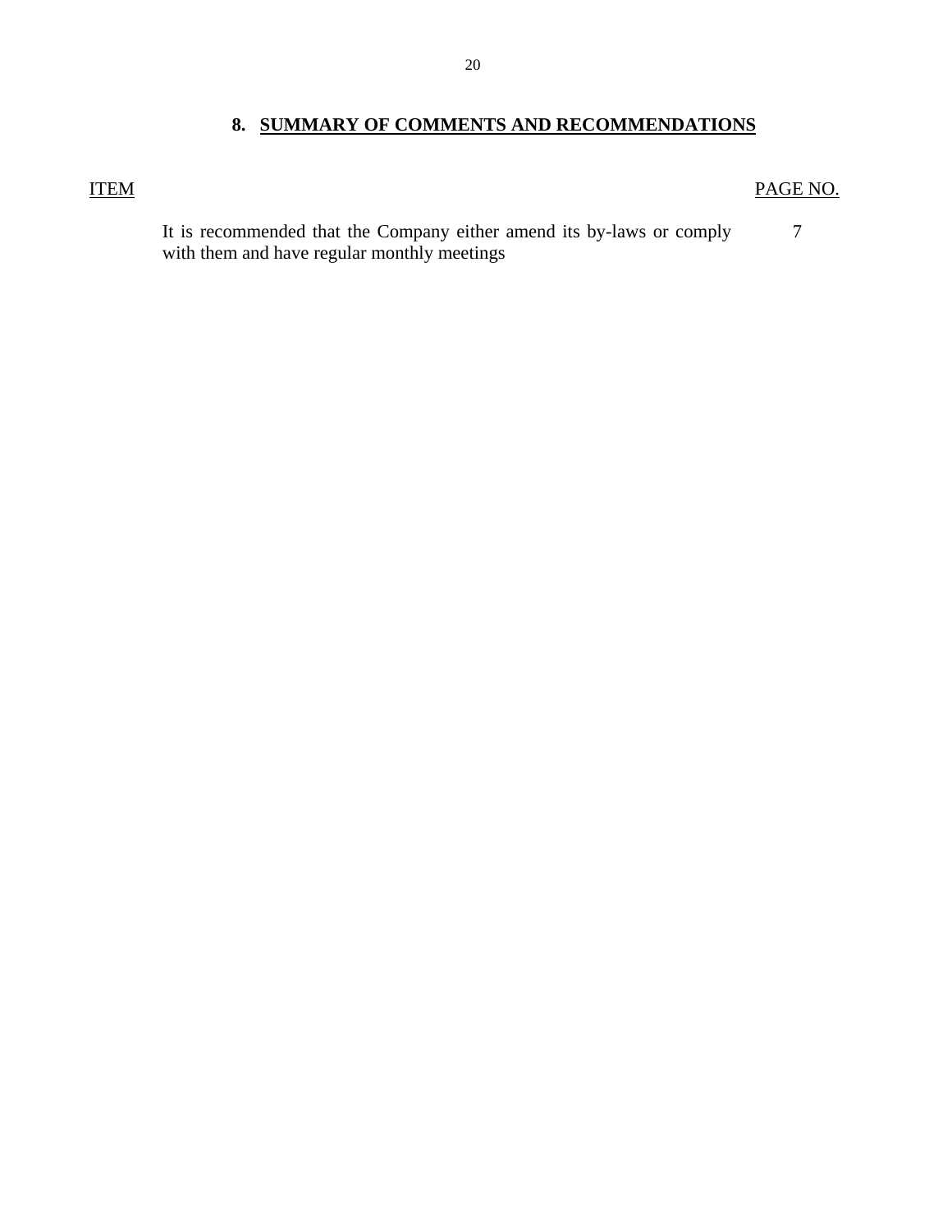## 8. SUMMARY OF COMMENTS AND RECOMMENDATIONS

| ITEM | PAGE NO. |
|---|---|
| It is recommended that the Company either amend its by-laws or comply with them and have regular monthly meetings | 7 |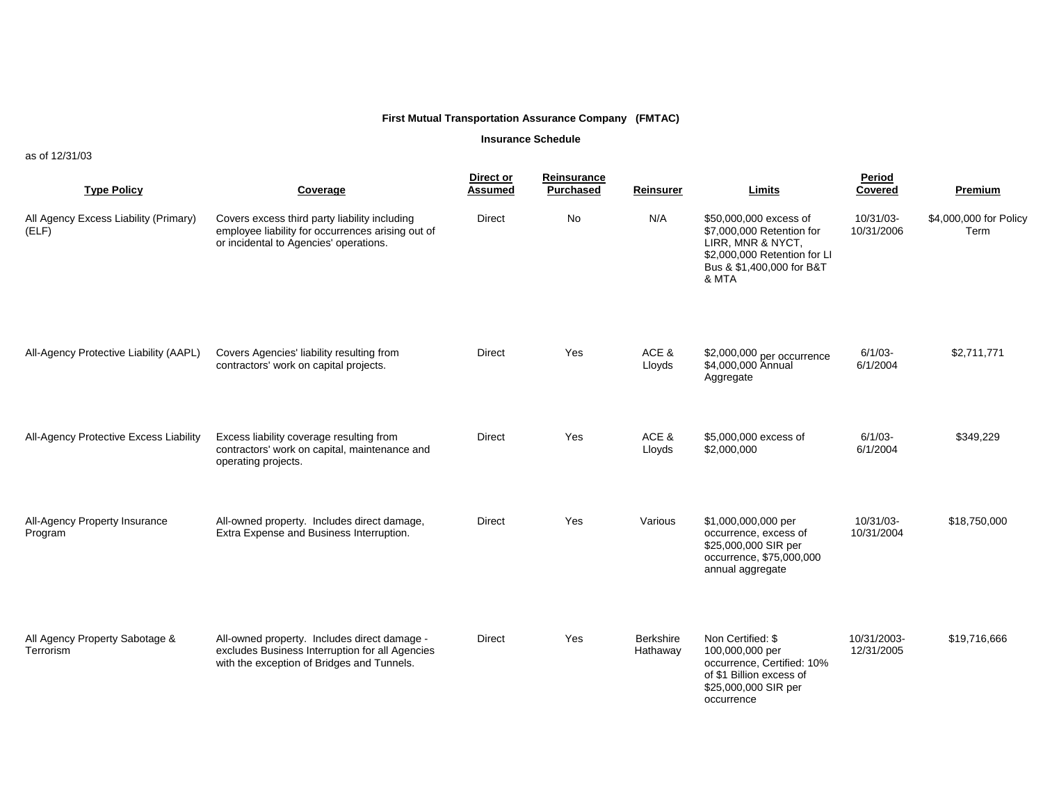**First Mutual Transportation Assurance Company (FMTAC)**

**Insurance Schedule**

as of 12/31/03

| Type Policy | Coverage | Direct or Assumed | Reinsurance Purchased | Reinsurer | Limits | Period Covered | Premium |
|---|---|---|---|---|---|---|---|
| All Agency Excess Liability (Primary) (ELF) | Covers excess third party liability including employee liability for occurrences arising out of or incidental to Agencies' operations. | Direct | No | N/A | $50,000,000 excess of $7,000,000 Retention for LIRR, MNR & NYCT, $2,000,000 Retention for LI Bus & $1,400,000 for B&T & MTA | 10/31/03-10/31/2006 | $4,000,000 for Policy Term |
| All-Agency Protective Liability (AAPL) | Covers Agencies' liability resulting from contractors' work on capital projects. | Direct | Yes | ACE & Lloyds | $2,000,000 per occurrence $4,000,000 Annual Aggregate | 6/1/03-6/1/2004 | $2,711,771 |
| All-Agency Protective Excess Liability | Excess liability coverage resulting from contractors' work on capital, maintenance and operating projects. | Direct | Yes | ACE & Lloyds | $5,000,000 excess of $2,000,000 | 6/1/03-6/1/2004 | $349,229 |
| All-Agency Property Insurance Program | All-owned property. Includes direct damage, Extra Expense and Business Interruption. | Direct | Yes | Various | $1,000,000,000 per occurrence, excess of $25,000,000 SIR per occurrence, $75,000,000 annual aggregate | 10/31/03-10/31/2004 | $18,750,000 |
| All Agency Property Sabotage & Terrorism | All-owned property. Includes direct damage - excludes Business Interruption for all Agencies with the exception of Bridges and Tunnels. | Direct | Yes | Berkshire Hathaway | Non Certified: $ 100,000,000 per occurrence, Certified: 10% of $1 Billion excess of $25,000,000 SIR per occurrence | 10/31/2003-12/31/2005 | $19,716,666 |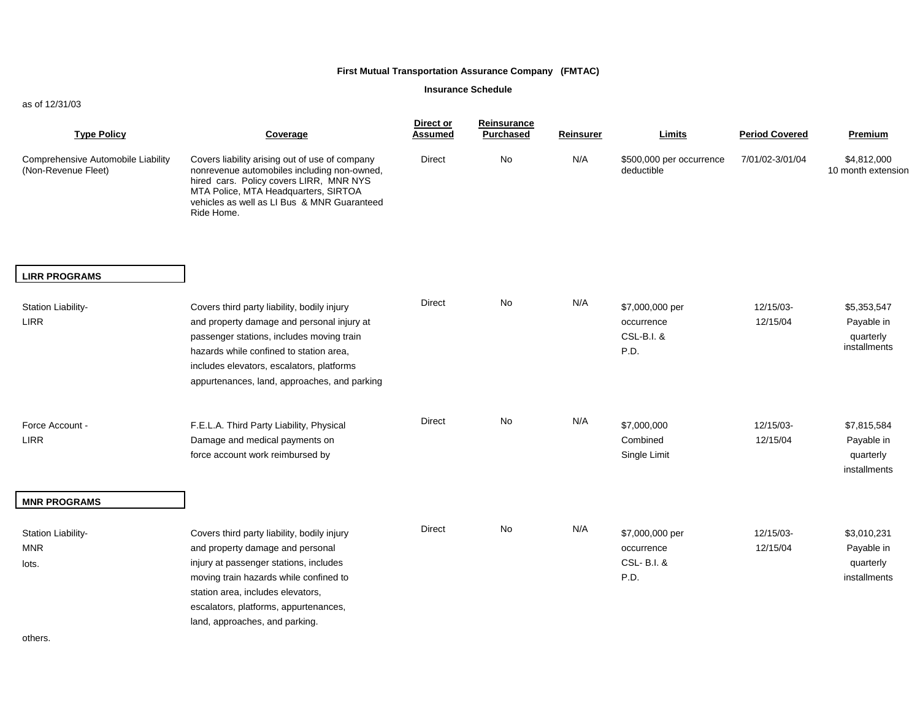**First Mutual Transportation Assurance Company (FMTAC)**

**Insurance Schedule**

as of 12/31/03

| Type Policy | Coverage | Direct or Assumed | Reinsurance Purchased | Reinsurer | Limits | Period Covered | Premium |
|---|---|---|---|---|---|---|---|
| Comprehensive Automobile Liability (Non-Revenue Fleet) | Covers liability arising out of use of company nonrevenue automobiles including non-owned, hired cars. Policy covers LIRR, MNR NYS MTA Police, MTA Headquarters, SIRTOA vehicles as well as LI Bus & MNR Guaranteed Ride Home. | Direct | No | N/A | $500,000 per occurrence deductible | 7/01/02-3/01/04 | $4,812,000 10 month extension |
| **LIRR PROGRAMS** | | | | | | | |
| Station Liability- LIRR | Covers third party liability, bodily injury and property damage and personal injury at passenger stations, includes moving train hazards while confined to station area, includes elevators, escalators, platforms appurtenances, land, approaches, and parking | Direct | No | N/A | $7,000,000 per occurrence CSL-B.I. & P.D. | 12/15/03-12/15/04 | $5,353,547 Payable in quarterly installments |
| Force Account - LIRR | F.E.L.A. Third Party Liability, Physical Damage and medical payments on force account work reimbursed by | Direct | No | N/A | $7,000,000 Combined Single Limit | 12/15/03-12/15/04 | $7,815,584 Payable in quarterly installments |
| **MNR PROGRAMS** | | | | | | | |
| Station Liability- MNR lots. | Covers third party liability, bodily injury and property damage and personal injury at passenger stations, includes moving train hazards while confined to station area, includes elevators, escalators, platforms, appurtenances, land, approaches, and parking. | Direct | No | N/A | $7,000,000 per occurrence CSL- B.I. & P.D. | 12/15/03-12/15/04 | $3,010,231 Payable in quarterly installments |

others.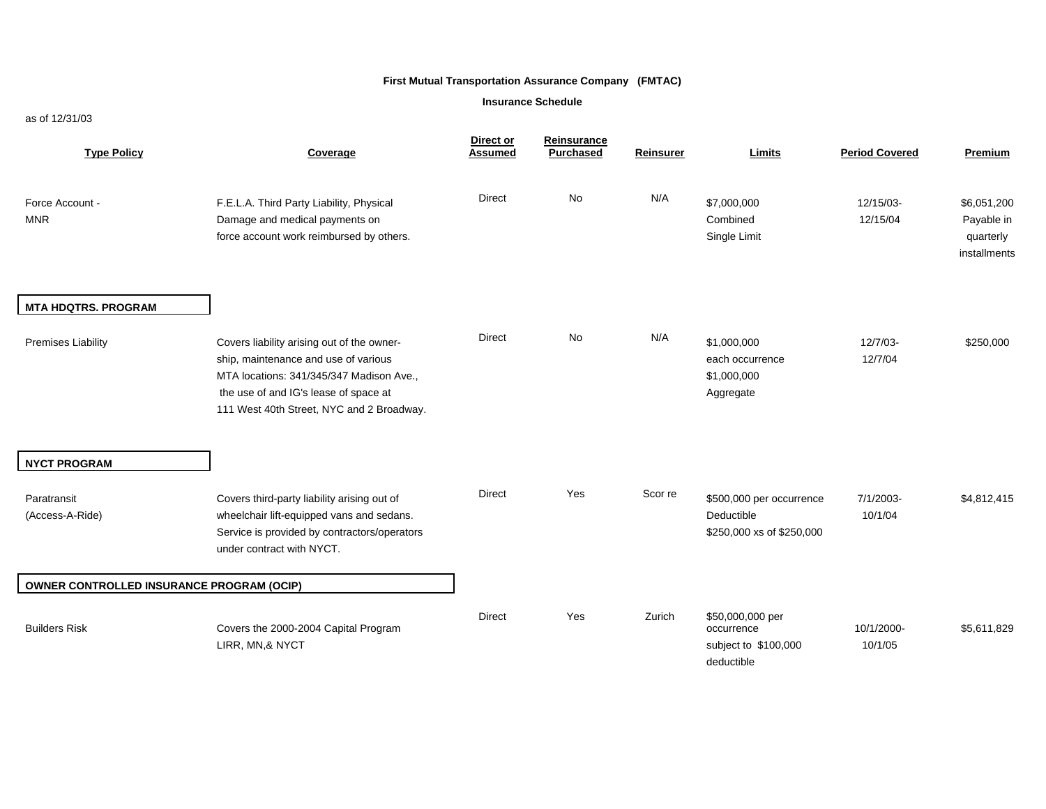**First Mutual Transportation Assurance Company (FMTAC)**

**Insurance Schedule**

as of 12/31/03

| Type Policy | Coverage | Direct or Assumed | Reinsurance Purchased | Reinsurer | Limits | Period Covered | Premium |
|---|---|---|---|---|---|---|---|
| Force Account - MNR | F.E.L.A. Third Party Liability, Physical Damage and medical payments on force account work reimbursed by others. | Direct | No | N/A | $7,000,000 Combined Single Limit | 12/15/03-12/15/04 | $6,051,200 Payable in quarterly installments |
| **MTA HDQTRS. PROGRAM** | | | | | | | |
| Premises Liability | Covers liability arising out of the ownership, maintenance and use of various MTA locations: 341/345/347 Madison Ave., the use of and IG's lease of space at 111 West 40th Street, NYC and 2 Broadway. | Direct | No | N/A | $1,000,000 each occurrence $1,000,000 Aggregate | 12/7/03-12/7/04 | $250,000 |
| **NYCT PROGRAM** | | | | | | | |
| Paratransit (Access-A-Ride) | Covers third-party liability arising out of wheelchair lift-equipped vans and sedans. Service is provided by contractors/operators under contract with NYCT. | Direct | Yes | Scor re | $500,000 per occurrence Deductible $250,000 xs of $250,000 | 7/1/2003-10/1/04 | $4,812,415 |
| **OWNER CONTROLLED INSURANCE PROGRAM (OCIP)** | | | | | | | |
| Builders Risk | Covers the 2000-2004 Capital Program LIRR, MN,& NYCT | Direct | Yes | Zurich | $50,000,000 per occurrence subject to $100,000 deductible | 10/1/2000-10/1/05 | $5,611,829 |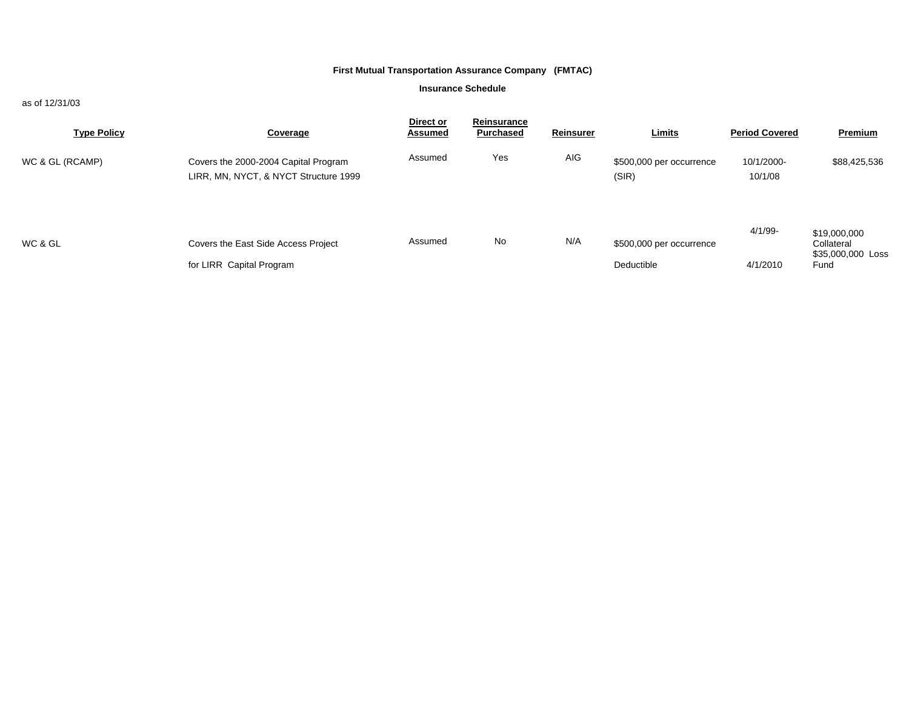**First Mutual Transportation Assurance Company (FMTAC)**

**Insurance Schedule**

as of 12/31/03

| Type Policy | Coverage | Direct or Assumed | Reinsurance Purchased | Reinsurer | Limits | Period Covered | Premium |
|---|---|---|---|---|---|---|---|
| WC & GL (RCAMP) | Covers the 2000-2004 Capital Program LIRR, MN, NYCT, & NYCT Structure 1999 | Assumed | Yes | AIG | $500,000 per occurrence (SIR) | 10/1/2000- 10/1/08 | $88,425,536 |
| WC & GL | Covers the East Side Access Project for LIRR Capital Program | Assumed | No | N/A | $500,000 per occurrence Deductible | 4/1/99- 4/1/2010 | $19,000,000 Collateral $35,000,000 Loss Fund |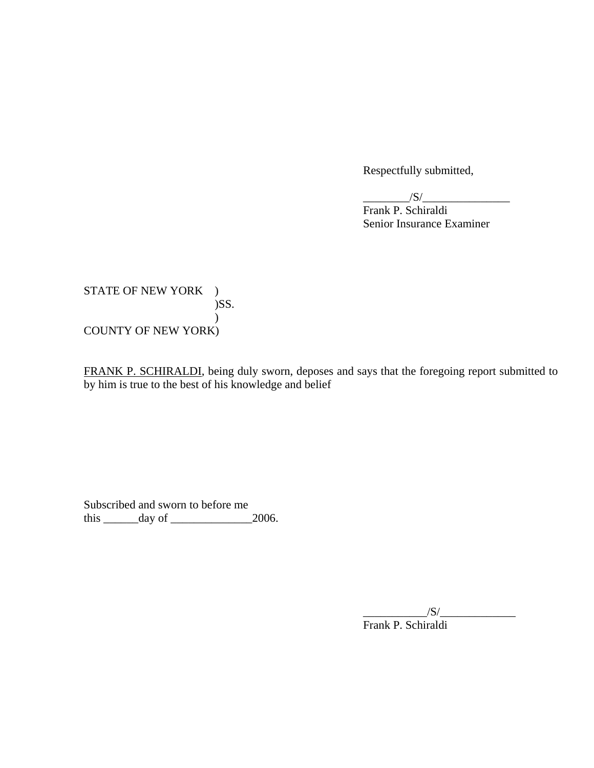Respectfully submitted,

________/S/_______________
Frank P. Schiraldi
Senior Insurance Examiner

STATE OF NEW YORK )
)SS.
)
COUNTY OF NEW YORK)

FRANK P. SCHIRALDI, being duly sworn, deposes and says that the foregoing report submitted to by him is true to the best of his knowledge and belief

Subscribed and sworn to before me
this ______day of ______________2006.

___________/S/_____________
Frank P. Schiraldi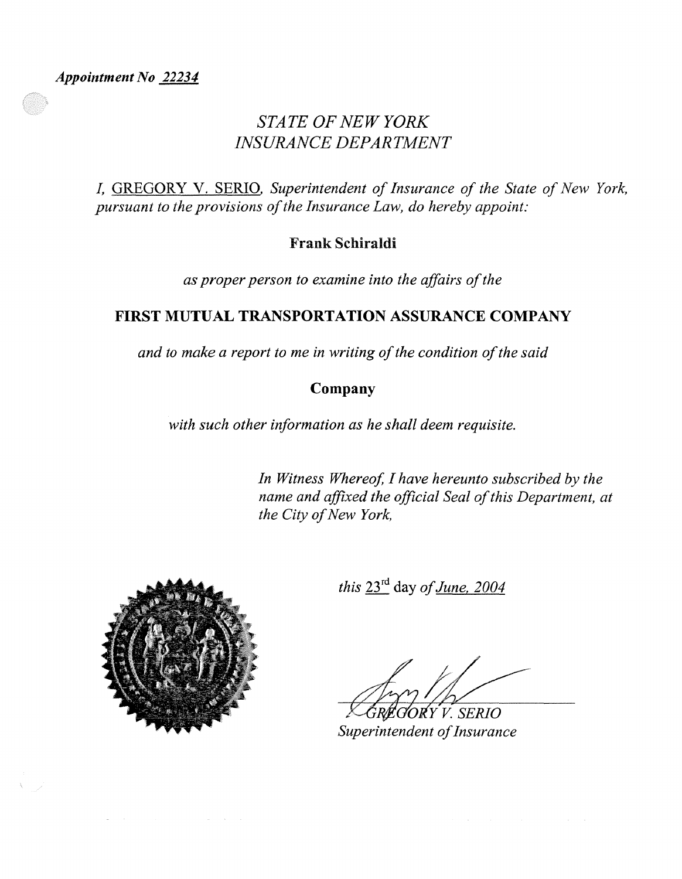*Appointment No* 22234

# *STATE OF NEW YORK*
# *INSURANCE DEPARTMENT*

*I,* GREGORY V. SERIO*, Superintendent of Insurance of the State of New York, pursuant to the provisions of the Insurance Law, do hereby appoint:*

**Frank Schiraldi**

*as proper person to examine into the affairs of the*

**FIRST MUTUAL TRANSPORTATION ASSURANCE COMPANY**

*and to make a report to me in writing of the condition of the said*

**Company**

*with such other information as he shall deem requisite.*

*In Witness Whereof, I have hereunto subscribed by the name and affixed the official Seal of this Department, at the City of New York,*

*this* 23rd day *of June, 2004*

*GREGORY V. SERIO*
*Superintendent of Insurance*